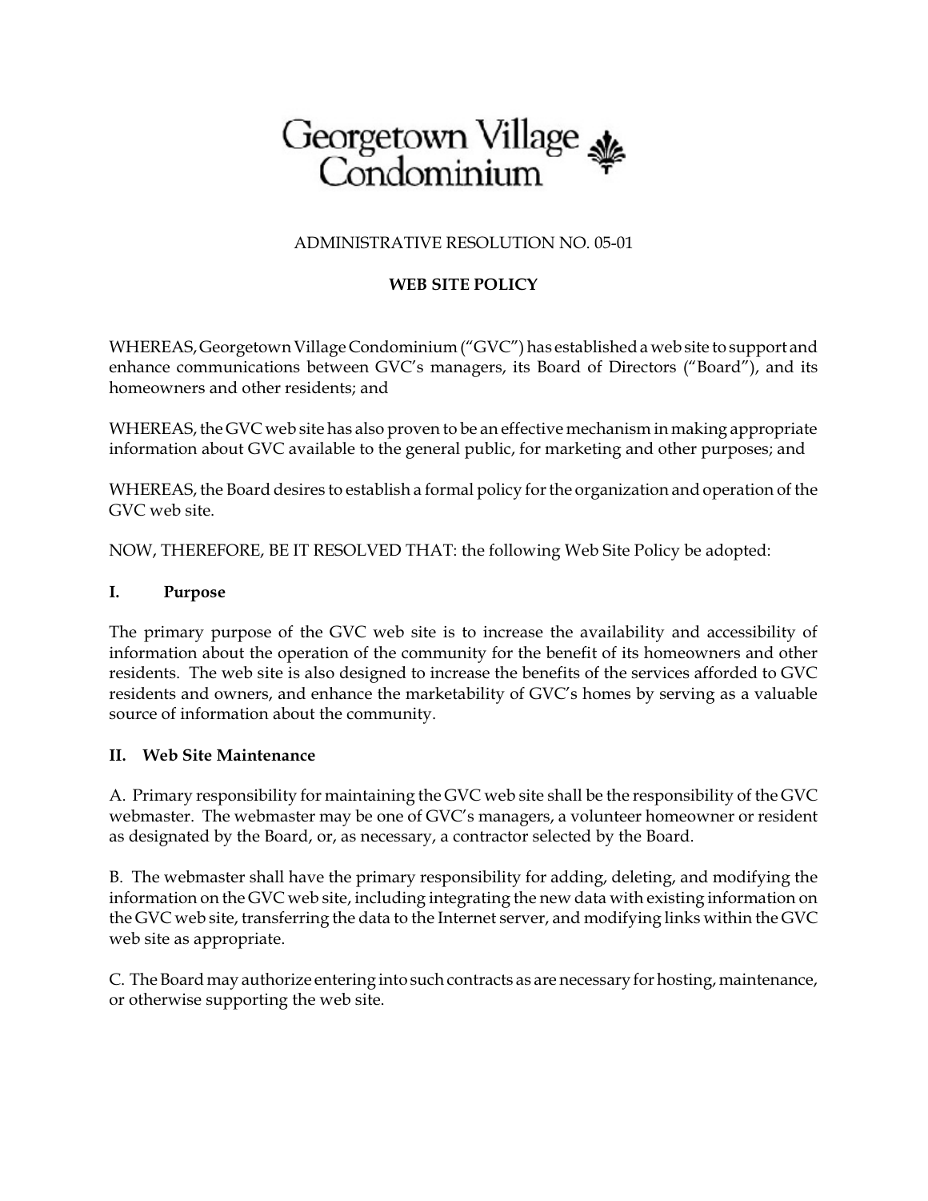# Georgetown Village Condominium

ADMINISTRATIVE RESOLUTION NO. 05-01

**WEB SITE POLICY**

WHEREAS, Georgetown Village Condominium ("GVC") has established a web site to support and enhance communications between GVC's managers, its Board of Directors ("Board"), and its homeowners and other residents; and

WHEREAS, the GVC web site has also proven to be an effective mechanism in making appropriate information about GVC available to the general public, for marketing and other purposes; and

WHEREAS, the Board desires to establish a formal policy for the organization and operation of the GVC web site.

NOW, THEREFORE, BE IT RESOLVED THAT: the following Web Site Policy be adopted:

## I. Purpose

The primary purpose of the GVC web site is to increase the availability and accessibility of information about the operation of the community for the benefit of its homeowners and other residents. The web site is also designed to increase the benefits of the services afforded to GVC residents and owners, and enhance the marketability of GVC's homes by serving as a valuable source of information about the community.

## II. Web Site Maintenance

A. Primary responsibility for maintaining the GVC web site shall be the responsibility of the GVC webmaster. The webmaster may be one of GVC's managers, a volunteer homeowner or resident as designated by the Board, or, as necessary, a contractor selected by the Board.

B. The webmaster shall have the primary responsibility for adding, deleting, and modifying the information on the GVC web site, including integrating the new data with existing information on the GVC web site, transferring the data to the Internet server, and modifying links within the GVC web site as appropriate.

C. The Board may authorize entering into such contracts as are necessary for hosting, maintenance, or otherwise supporting the web site.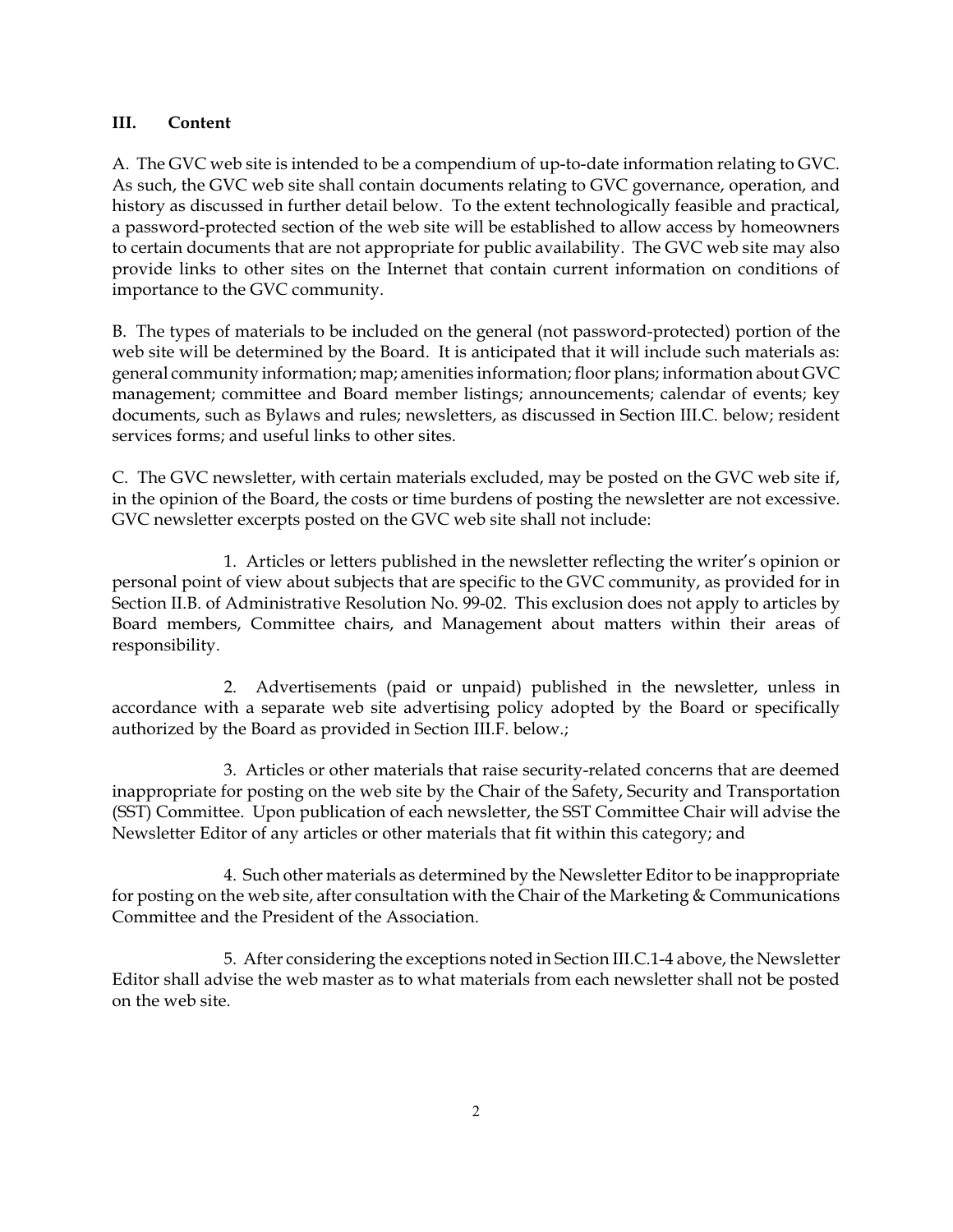## III. Content

A. The GVC web site is intended to be a compendium of up-to-date information relating to GVC. As such, the GVC web site shall contain documents relating to GVC governance, operation, and history as discussed in further detail below. To the extent technologically feasible and practical, a password-protected section of the web site will be established to allow access by homeowners to certain documents that are not appropriate for public availability. The GVC web site may also provide links to other sites on the Internet that contain current information on conditions of importance to the GVC community.

B. The types of materials to be included on the general (not password-protected) portion of the web site will be determined by the Board. It is anticipated that it will include such materials as: general community information; map; amenities information; floor plans; information about GVC management; committee and Board member listings; announcements; calendar of events; key documents, such as Bylaws and rules; newsletters, as discussed in Section III.C. below; resident services forms; and useful links to other sites.

C. The GVC newsletter, with certain materials excluded, may be posted on the GVC web site if, in the opinion of the Board, the costs or time burdens of posting the newsletter are not excessive. GVC newsletter excerpts posted on the GVC web site shall not include:

1. Articles or letters published in the newsletter reflecting the writer's opinion or personal point of view about subjects that are specific to the GVC community, as provided for in Section II.B. of Administrative Resolution No. 99-02. This exclusion does not apply to articles by Board members, Committee chairs, and Management about matters within their areas of responsibility.

2. Advertisements (paid or unpaid) published in the newsletter, unless in accordance with a separate web site advertising policy adopted by the Board or specifically authorized by the Board as provided in Section III.F. below.;

3. Articles or other materials that raise security-related concerns that are deemed inappropriate for posting on the web site by the Chair of the Safety, Security and Transportation (SST) Committee. Upon publication of each newsletter, the SST Committee Chair will advise the Newsletter Editor of any articles or other materials that fit within this category; and

4. Such other materials as determined by the Newsletter Editor to be inappropriate for posting on the web site, after consultation with the Chair of the Marketing & Communications Committee and the President of the Association.

5. After considering the exceptions noted in Section III.C.1-4 above, the Newsletter Editor shall advise the web master as to what materials from each newsletter shall not be posted on the web site.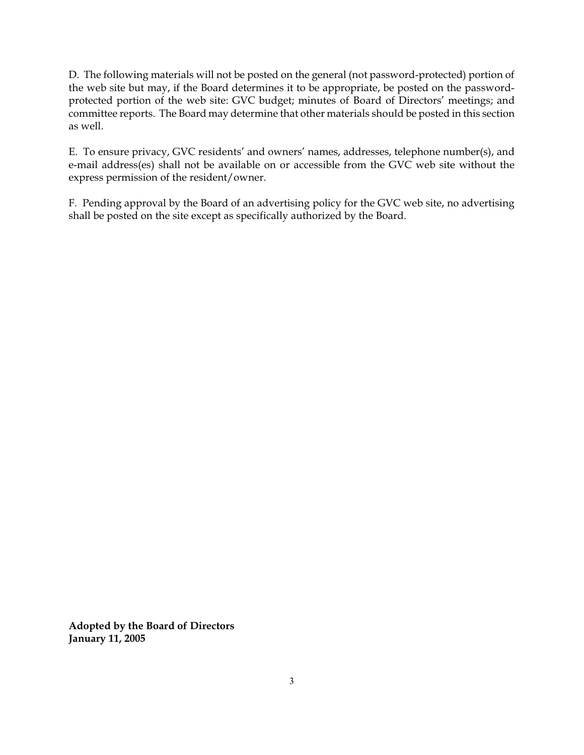D. The following materials will not be posted on the general (not password-protected) portion of the web site but may, if the Board determines it to be appropriate, be posted on the password-protected portion of the web site: GVC budget; minutes of Board of Directors' meetings; and committee reports. The Board may determine that other materials should be posted in this section as well.

E. To ensure privacy, GVC residents' and owners' names, addresses, telephone number(s), and e-mail address(es) shall not be available on or accessible from the GVC web site without the express permission of the resident/owner.

F. Pending approval by the Board of an advertising policy for the GVC web site, no advertising shall be posted on the site except as specifically authorized by the Board.

**Adopted by the Board of Directors**
**January 11, 2005**